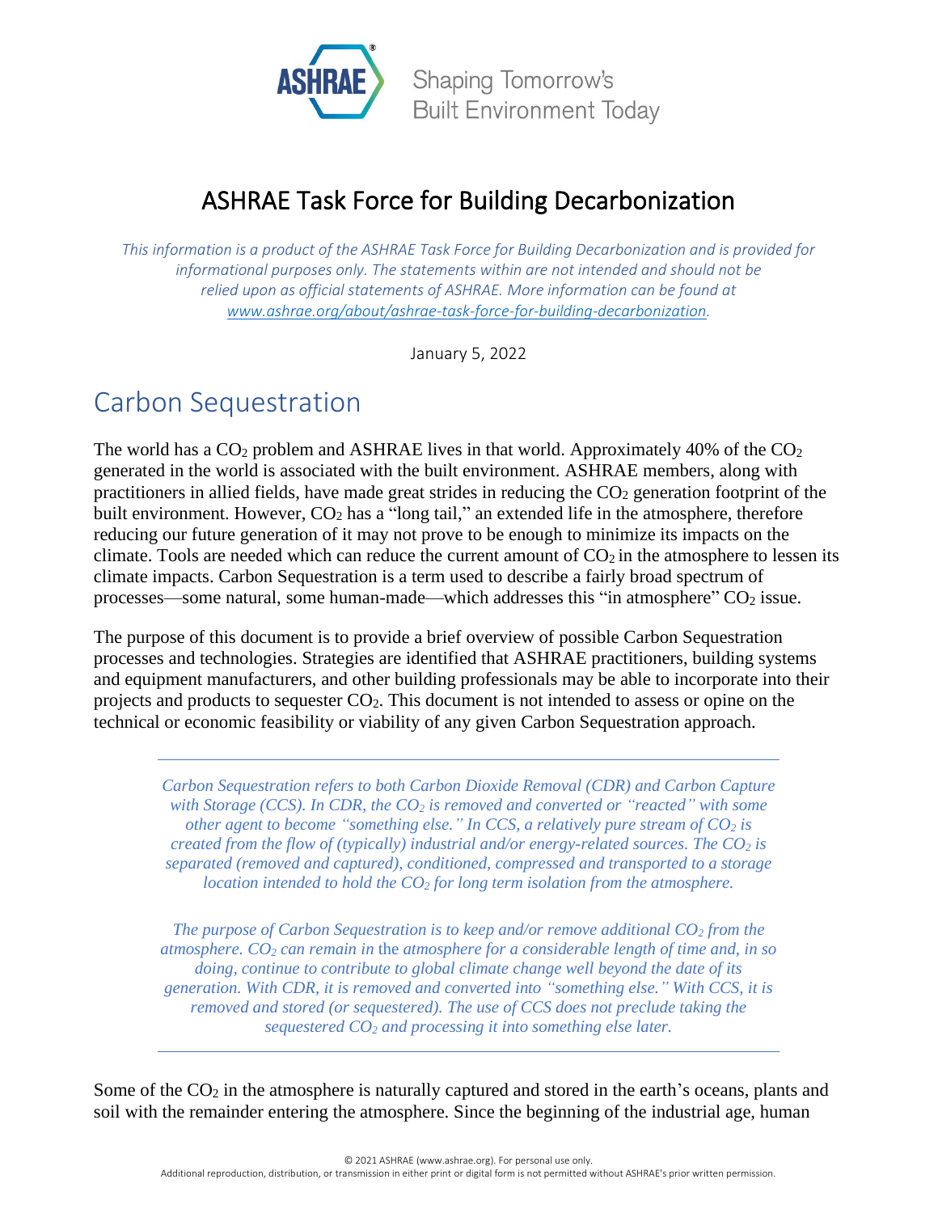Shaping Tomorrow's Built Environment Today

# ASHRAE Task Force for Building Decarbonization

*This information is a product of the ASHRAE Task Force for Building Decarbonization and is provided for informational purposes only. The statements within are not intended and should not be relied upon as official statements of ASHRAE. More information can be found at [www.ashrae.org/about/ashrae-task-force-for-building-decarbonization](www.ashrae.org/about/ashrae-task-force-for-building-decarbonization).*

January 5, 2022

## Carbon Sequestration

The world has a $CO_2$ problem and ASHRAE lives in that world. Approximately 40% of the $CO_2$ generated in the world is associated with the built environment. ASHRAE members, along with practitioners in allied fields, have made great strides in reducing the $CO_2$ generation footprint of the built environment. However, $CO_2$ has a "long tail," an extended life in the atmosphere, therefore reducing our future generation of it may not prove to be enough to minimize its impacts on the climate. Tools are needed which can reduce the current amount of $CO_2$ in the atmosphere to lessen its climate impacts. Carbon Sequestration is a term used to describe a fairly broad spectrum of processes—some natural, some human-made—which addresses this "in atmosphere" $CO_2$ issue.

The purpose of this document is to provide a brief overview of possible Carbon Sequestration processes and technologies. Strategies are identified that ASHRAE practitioners, building systems and equipment manufacturers, and other building professionals may be able to incorporate into their projects and products to sequester $CO_2$. This document is not intended to assess or opine on the technical or economic feasibility or viability of any given Carbon Sequestration approach.

---

*Carbon Sequestration refers to both Carbon Dioxide Removal (CDR) and Carbon Capture with Storage (CCS). In CDR, the $CO_2$ is removed and converted or "reacted" with some other agent to become "something else." In CCS, a relatively pure stream of $CO_2$ is created from the flow of (typically) industrial and/or energy-related sources. The $CO_2$ is separated (removed and captured), conditioned, compressed and transported to a storage location intended to hold the $CO_2$ for long term isolation from the atmosphere.*

*The purpose of Carbon Sequestration is to keep and/or remove additional $CO_2$ from the atmosphere. $CO_2$ can remain in the atmosphere for a considerable length of time and, in so doing, continue to contribute to global climate change well beyond the date of its generation. With CDR, it is removed and converted into "something else." With CCS, it is removed and stored (or sequestered). The use of CCS does not preclude taking the sequestered $CO_2$ and processing it into something else later.*

---

Some of the $CO_2$ in the atmosphere is naturally captured and stored in the earth's oceans, plants and soil with the remainder entering the atmosphere. Since the beginning of the industrial age, human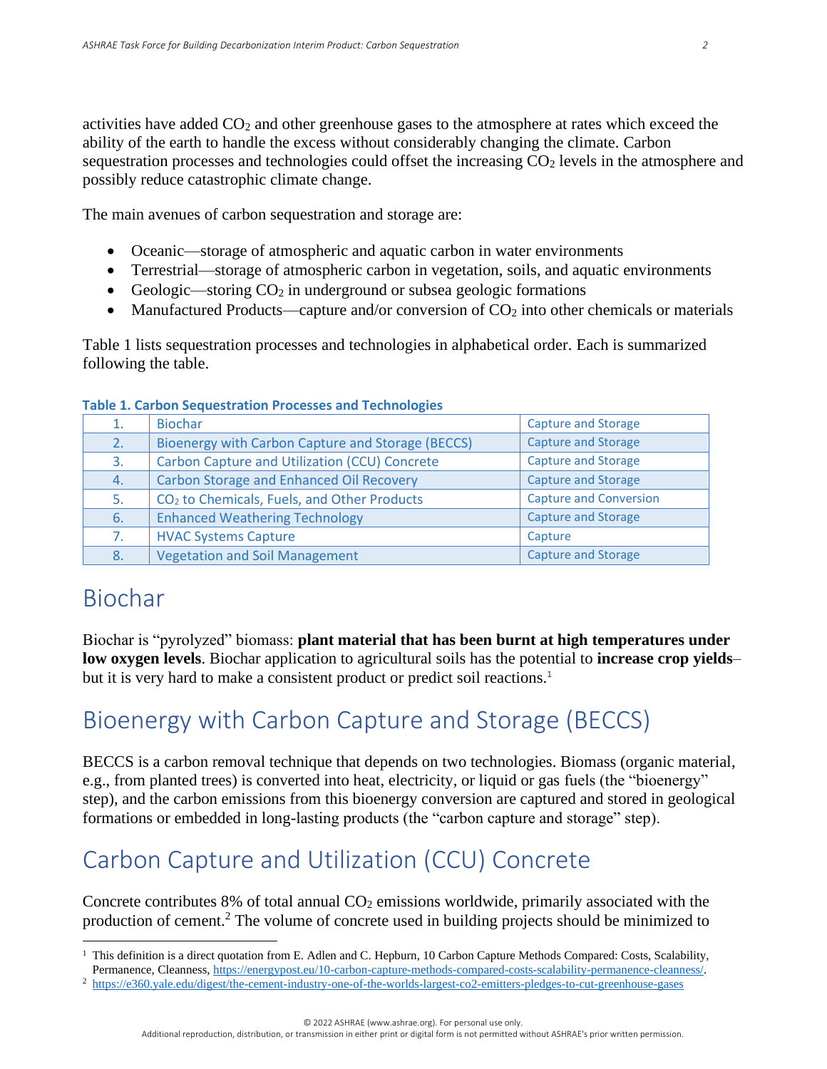activities have added $CO_2$ and other greenhouse gases to the atmosphere at rates which exceed the ability of the earth to handle the excess without considerably changing the climate. Carbon sequestration processes and technologies could offset the increasing $CO_2$ levels in the atmosphere and possibly reduce catastrophic climate change.

The main avenues of carbon sequestration and storage are:

- Oceanic—storage of atmospheric and aquatic carbon in water environments
- Terrestrial—storage of atmospheric carbon in vegetation, soils, and aquatic environments
- Geologic—storing $CO_2$ in underground or subsea geologic formations
- Manufactured Products—capture and/or conversion of $CO_2$ into other chemicals or materials

Table 1 lists sequestration processes and technologies in alphabetical order. Each is summarized following the table.

**Table 1. Carbon Sequestration Processes and Technologies**

| | | |
|---|---|---|
| 1. | Biochar | Capture and Storage |
| 2. | Bioenergy with Carbon Capture and Storage (BECCS) | Capture and Storage |
| 3. | Carbon Capture and Utilization (CCU) Concrete | Capture and Storage |
| 4. | Carbon Storage and Enhanced Oil Recovery | Capture and Storage |
| 5. | $CO_2$ to Chemicals, Fuels, and Other Products | Capture and Conversion |
| 6. | Enhanced Weathering Technology | Capture and Storage |
| 7. | HVAC Systems Capture | Capture |
| 8. | Vegetation and Soil Management | Capture and Storage |

# Biochar

Biochar is "pyrolyzed" biomass: **plant material that has been burnt at high temperatures under low oxygen levels**. Biochar application to agricultural soils has the potential to **increase crop yields**–but it is very hard to make a consistent product or predict soil reactions.[1]

# Bioenergy with Carbon Capture and Storage (BECCS)

BECCS is a carbon removal technique that depends on two technologies. Biomass (organic material, e.g., from planted trees) is converted into heat, electricity, or liquid or gas fuels (the "bioenergy" step), and the carbon emissions from this bioenergy conversion are captured and stored in geological formations or embedded in long-lasting products (the "carbon capture and storage" step).

# Carbon Capture and Utilization (CCU) Concrete

Concrete contributes 8% of total annual $CO_2$ emissions worldwide, primarily associated with the production of cement.[2] The volume of concrete used in building projects should be minimized to

---

[1] This definition is a direct quotation from E. Adlen and C. Hepburn, 10 Carbon Capture Methods Compared: Costs, Scalability, Permanence, Cleanness, https://energypost.eu/10-carbon-capture-methods-compared-costs-scalability-permanence-cleanness/.

[2] https://e360.yale.edu/digest/the-cement-industry-one-of-the-worlds-largest-co2-emitters-pledges-to-cut-greenhouse-gases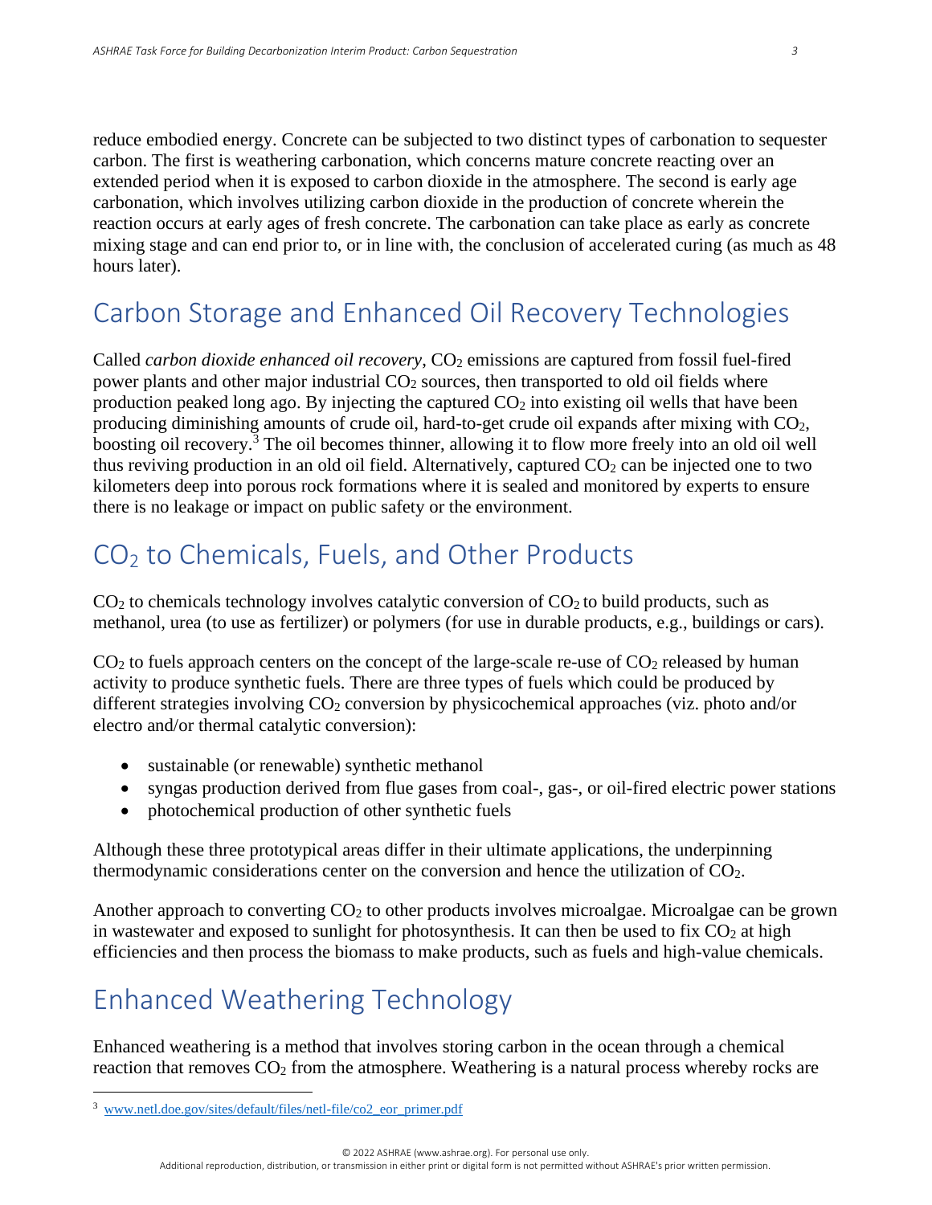reduce embodied energy. Concrete can be subjected to two distinct types of carbonation to sequester carbon. The first is weathering carbonation, which concerns mature concrete reacting over an extended period when it is exposed to carbon dioxide in the atmosphere. The second is early age carbonation, which involves utilizing carbon dioxide in the production of concrete wherein the reaction occurs at early ages of fresh concrete. The carbonation can take place as early as concrete mixing stage and can end prior to, or in line with, the conclusion of accelerated curing (as much as 48 hours later).

## Carbon Storage and Enhanced Oil Recovery Technologies

Called *carbon dioxide enhanced oil recovery*, $CO_2$ emissions are captured from fossil fuel-fired power plants and other major industrial $CO_2$ sources, then transported to old oil fields where production peaked long ago. By injecting the captured $CO_2$ into existing oil wells that have been producing diminishing amounts of crude oil, hard-to-get crude oil expands after mixing with $CO_2$, boosting oil recovery.[3] The oil becomes thinner, allowing it to flow more freely into an old oil well thus reviving production in an old oil field. Alternatively, captured $CO_2$ can be injected one to two kilometers deep into porous rock formations where it is sealed and monitored by experts to ensure there is no leakage or impact on public safety or the environment.

## $CO_2$ to Chemicals, Fuels, and Other Products

$CO_2$ to chemicals technology involves catalytic conversion of $CO_2$ to build products, such as methanol, urea (to use as fertilizer) or polymers (for use in durable products, e.g., buildings or cars).

$CO_2$ to fuels approach centers on the concept of the large-scale re-use of $CO_2$ released by human activity to produce synthetic fuels. There are three types of fuels which could be produced by different strategies involving $CO_2$ conversion by physicochemical approaches (viz. photo and/or electro and/or thermal catalytic conversion):

- sustainable (or renewable) synthetic methanol
- syngas production derived from flue gases from coal-, gas-, or oil-fired electric power stations
- photochemical production of other synthetic fuels

Although these three prototypical areas differ in their ultimate applications, the underpinning thermodynamic considerations center on the conversion and hence the utilization of $CO_2$.

Another approach to converting $CO_2$ to other products involves microalgae. Microalgae can be grown in wastewater and exposed to sunlight for photosynthesis. It can then be used to fix $CO_2$ at high efficiencies and then process the biomass to make products, such as fuels and high-value chemicals.

## Enhanced Weathering Technology

Enhanced weathering is a method that involves storing carbon in the ocean through a chemical reaction that removes $CO_2$ from the atmosphere. Weathering is a natural process whereby rocks are

---

[3] www.netl.doe.gov/sites/default/files/netl-file/co2_eor_primer.pdf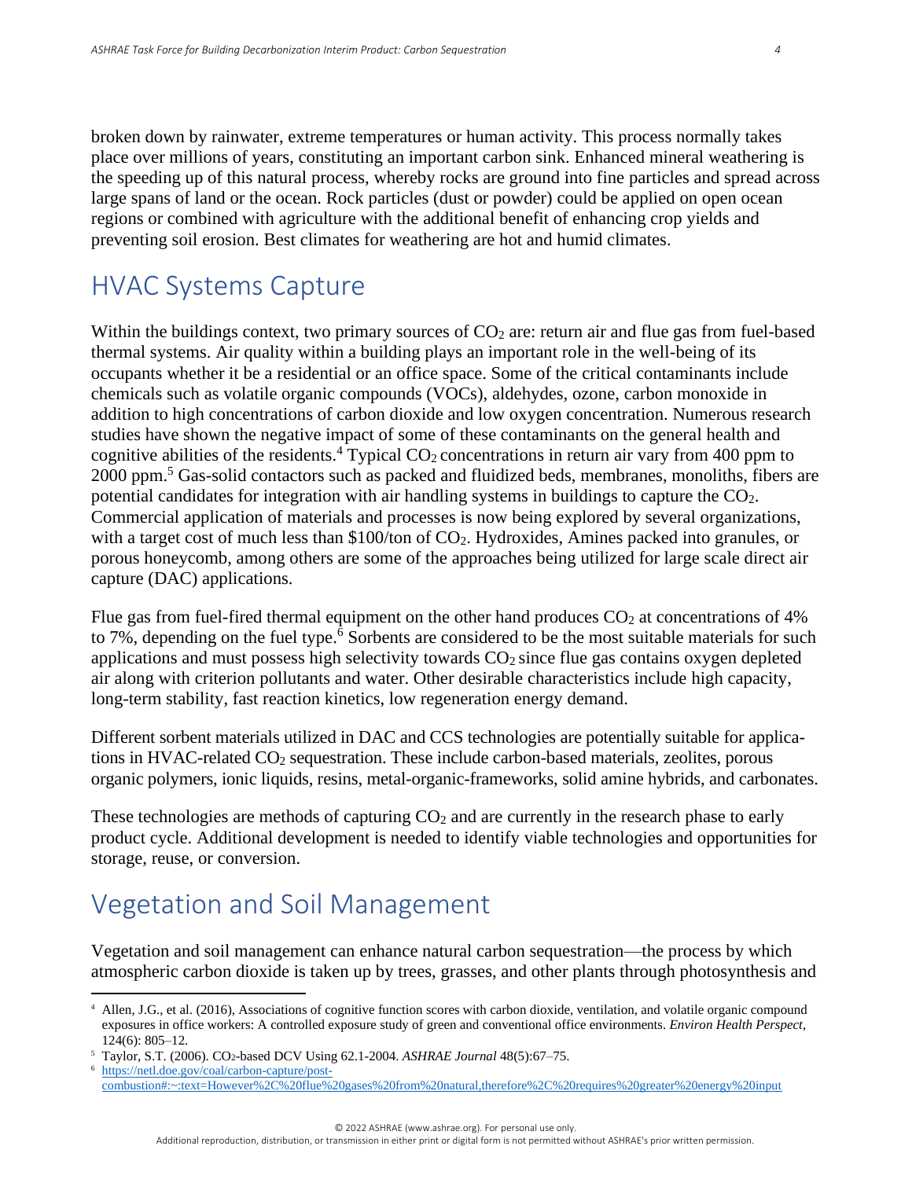broken down by rainwater, extreme temperatures or human activity. This process normally takes place over millions of years, constituting an important carbon sink. Enhanced mineral weathering is the speeding up of this natural process, whereby rocks are ground into fine particles and spread across large spans of land or the ocean. Rock particles (dust or powder) could be applied on open ocean regions or combined with agriculture with the additional benefit of enhancing crop yields and preventing soil erosion. Best climates for weathering are hot and humid climates.

## HVAC Systems Capture

Within the buildings context, two primary sources of $CO_2$ are: return air and flue gas from fuel-based thermal systems. Air quality within a building plays an important role in the well-being of its occupants whether it be a residential or an office space. Some of the critical contaminants include chemicals such as volatile organic compounds (VOCs), aldehydes, ozone, carbon monoxide in addition to high concentrations of carbon dioxide and low oxygen concentration. Numerous research studies have shown the negative impact of some of these contaminants on the general health and cognitive abilities of the residents.[4] Typical $CO_2$ concentrations in return air vary from 400 ppm to 2000 ppm.[5] Gas-solid contactors such as packed and fluidized beds, membranes, monoliths, fibers are potential candidates for integration with air handling systems in buildings to capture the $CO_2$. Commercial application of materials and processes is now being explored by several organizations, with a target cost of much less than \$100/ton of $CO_2$. Hydroxides, Amines packed into granules, or porous honeycomb, among others are some of the approaches being utilized for large scale direct air capture (DAC) applications.

Flue gas from fuel-fired thermal equipment on the other hand produces $CO_2$ at concentrations of 4% to 7%, depending on the fuel type.[6] Sorbents are considered to be the most suitable materials for such applications and must possess high selectivity towards $CO_2$ since flue gas contains oxygen depleted air along with criterion pollutants and water. Other desirable characteristics include high capacity, long-term stability, fast reaction kinetics, low regeneration energy demand.

Different sorbent materials utilized in DAC and CCS technologies are potentially suitable for applications in HVAC-related $CO_2$ sequestration. These include carbon-based materials, zeolites, porous organic polymers, ionic liquids, resins, metal-organic-frameworks, solid amine hybrids, and carbonates.

These technologies are methods of capturing $CO_2$ and are currently in the research phase to early product cycle. Additional development is needed to identify viable technologies and opportunities for storage, reuse, or conversion.

## Vegetation and Soil Management

Vegetation and soil management can enhance natural carbon sequestration—the process by which atmospheric carbon dioxide is taken up by trees, grasses, and other plants through photosynthesis and

---

[4] Allen, J.G., et al. (2016), Associations of cognitive function scores with carbon dioxide, ventilation, and volatile organic compound exposures in office workers: A controlled exposure study of green and conventional office environments. *Environ Health Perspect*, 124(6): 805–12.

[5] Taylor, S.T. (2006). $CO_2$-based DCV Using 62.1-2004. *ASHRAE Journal* 48(5):67–75.

[6] https://netl.doe.gov/coal/carbon-capture/post-combustion#:~:text=However%2C%20flue%20gases%20from%20natural,therefore%2C%20requires%20greater%20energy%20input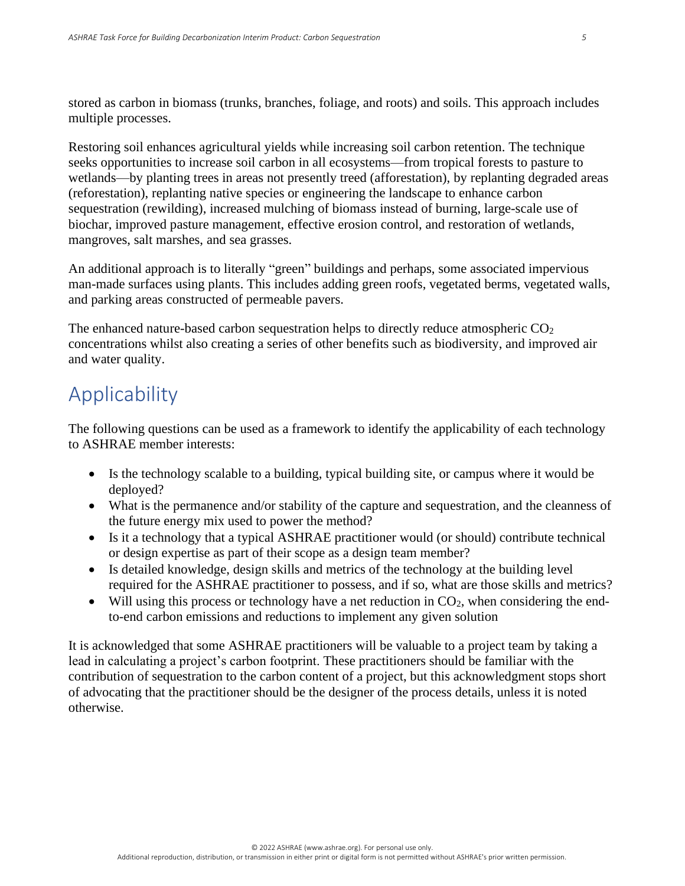stored as carbon in biomass (trunks, branches, foliage, and roots) and soils. This approach includes multiple processes.

Restoring soil enhances agricultural yields while increasing soil carbon retention. The technique seeks opportunities to increase soil carbon in all ecosystems—from tropical forests to pasture to wetlands—by planting trees in areas not presently treed (afforestation), by replanting degraded areas (reforestation), replanting native species or engineering the landscape to enhance carbon sequestration (rewilding), increased mulching of biomass instead of burning, large-scale use of biochar, improved pasture management, effective erosion control, and restoration of wetlands, mangroves, salt marshes, and sea grasses.

An additional approach is to literally "green" buildings and perhaps, some associated impervious man-made surfaces using plants. This includes adding green roofs, vegetated berms, vegetated walls, and parking areas constructed of permeable pavers.

The enhanced nature-based carbon sequestration helps to directly reduce atmospheric $CO_2$ concentrations whilst also creating a series of other benefits such as biodiversity, and improved air and water quality.

## Applicability

The following questions can be used as a framework to identify the applicability of each technology to ASHRAE member interests:

- Is the technology scalable to a building, typical building site, or campus where it would be deployed?
- What is the permanence and/or stability of the capture and sequestration, and the cleanness of the future energy mix used to power the method?
- Is it a technology that a typical ASHRAE practitioner would (or should) contribute technical or design expertise as part of their scope as a design team member?
- Is detailed knowledge, design skills and metrics of the technology at the building level required for the ASHRAE practitioner to possess, and if so, what are those skills and metrics?
- Will using this process or technology have a net reduction in $CO_2$, when considering the end-to-end carbon emissions and reductions to implement any given solution

It is acknowledged that some ASHRAE practitioners will be valuable to a project team by taking a lead in calculating a project's carbon footprint. These practitioners should be familiar with the contribution of sequestration to the carbon content of a project, but this acknowledgment stops short of advocating that the practitioner should be the designer of the process details, unless it is noted otherwise.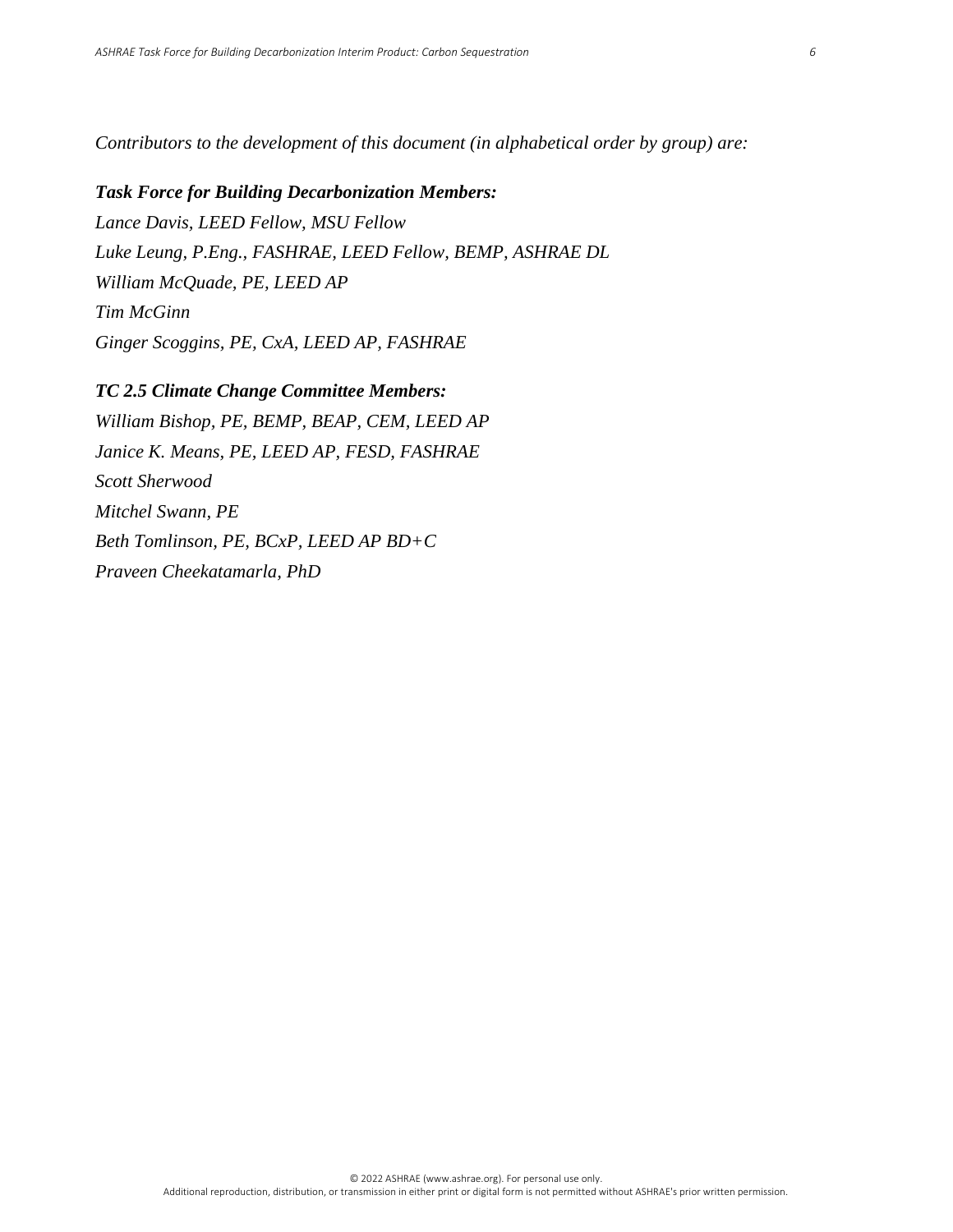*Contributors to the development of this document (in alphabetical order by group) are:*

***Task Force for Building Decarbonization Members:***

*Lance Davis, LEED Fellow, MSU Fellow*
*Luke Leung, P.Eng., FASHRAE, LEED Fellow, BEMP, ASHRAE DL*
*William McQuade, PE, LEED AP*
*Tim McGinn*
*Ginger Scoggins, PE, CxA, LEED AP, FASHRAE*

***TC 2.5 Climate Change Committee Members:***

*William Bishop, PE, BEMP, BEAP, CEM, LEED AP*
*Janice K. Means, PE, LEED AP, FESD, FASHRAE*
*Scott Sherwood*
*Mitchel Swann, PE*
*Beth Tomlinson, PE, BCxP, LEED AP BD+C*
*Praveen Cheekatamarla, PhD*

© 2022 ASHRAE (www.ashrae.org). For personal use only.
Additional reproduction, distribution, or transmission in either print or digital form is not permitted without ASHRAE's prior written permission.